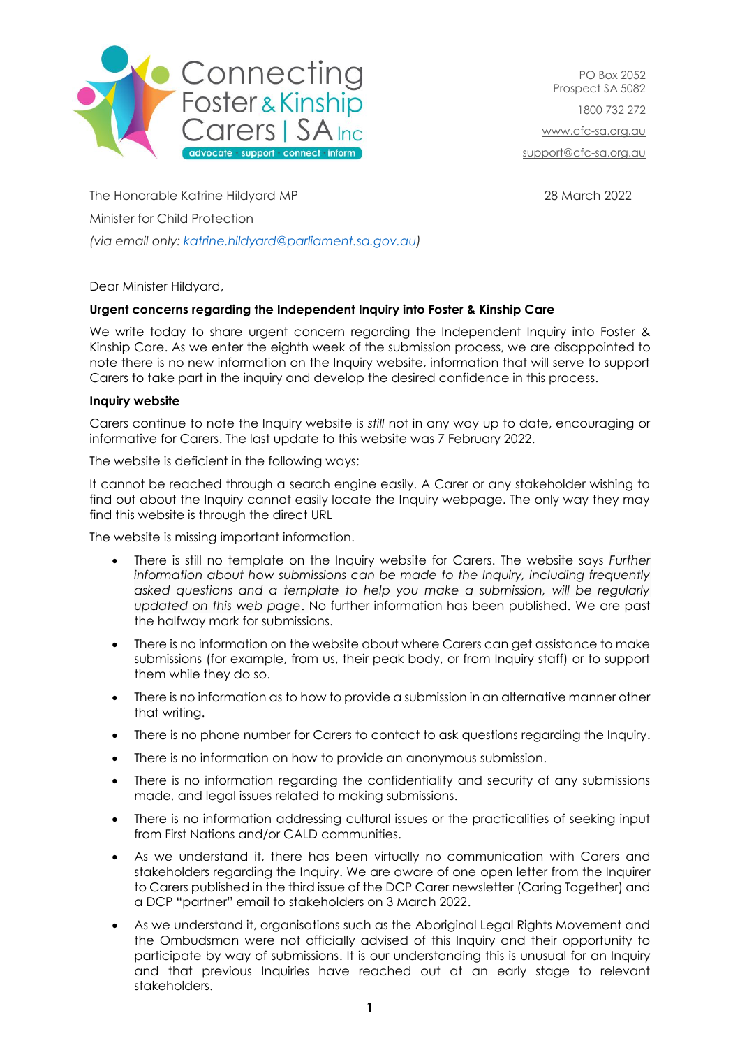Connecting Foster & Kinship Carers | SA Inc

advocate · support · connect · inform

PO Box 2052
Prospect SA 5082

1800 732 272

www.cfc-sa.org.au

support@cfc-sa.org.au

The Honorable Katrine Hildyard MP

Minister for Child Protection

*(via email only: katrine.hildyard@parliament.sa.gov.au)*

28 March 2022

Dear Minister Hildyard,

**Urgent concerns regarding the Independent Inquiry into Foster & Kinship Care**

We write today to share urgent concern regarding the Independent Inquiry into Foster & Kinship Care. As we enter the eighth week of the submission process, we are disappointed to note there is no new information on the Inquiry website, information that will serve to support Carers to take part in the inquiry and develop the desired confidence in this process.

**Inquiry website**

Carers continue to note the Inquiry website is *still* not in any way up to date, encouraging or informative for Carers. The last update to this website was 7 February 2022.

The website is deficient in the following ways:

It cannot be reached through a search engine easily. A Carer or any stakeholder wishing to find out about the Inquiry cannot easily locate the Inquiry webpage. The only way they may find this website is through the direct URL

The website is missing important information.

- There is still no template on the Inquiry website for Carers. The website says *Further information about how submissions can be made to the Inquiry, including frequently asked questions and a template to help you make a submission, will be regularly updated on this web page*. No further information has been published. We are past the halfway mark for submissions.
- There is no information on the website about where Carers can get assistance to make submissions (for example, from us, their peak body, or from Inquiry staff) or to support them while they do so.
- There is no information as to how to provide a submission in an alternative manner other that writing.
- There is no phone number for Carers to contact to ask questions regarding the Inquiry.
- There is no information on how to provide an anonymous submission.
- There is no information regarding the confidentiality and security of any submissions made, and legal issues related to making submissions.
- There is no information addressing cultural issues or the practicalities of seeking input from First Nations and/or CALD communities.
- As we understand it, there has been virtually no communication with Carers and stakeholders regarding the Inquiry. We are aware of one open letter from the Inquirer to Carers published in the third issue of the DCP Carer newsletter (Caring Together) and a DCP "partner" email to stakeholders on 3 March 2022.
- As we understand it, organisations such as the Aboriginal Legal Rights Movement and the Ombudsman were not officially advised of this Inquiry and their opportunity to participate by way of submissions. It is our understanding this is unusual for an Inquiry and that previous Inquiries have reached out at an early stage to relevant stakeholders.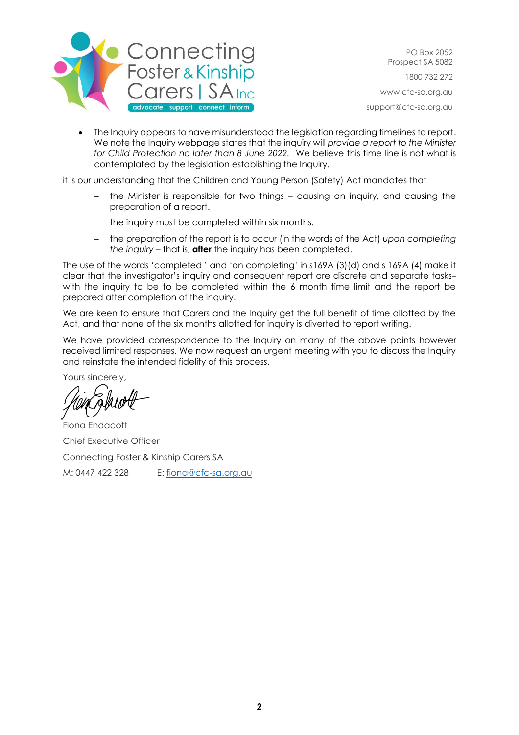PO Box 2052
Prospect SA 5082

1800 732 272

www.cfc-sa.org.au

support@cfc-sa.org.au

- The Inquiry appears to have misunderstood the legislation regarding timelines to report. We note the Inquiry webpage states that the inquiry will *provide a report to the Minister for Child Protection no later than 8 June 2022.* We believe this time line is not what is contemplated by the legislation establishing the Inquiry.

it is our understanding that the Children and Young Person (Safety) Act mandates that

- the Minister is responsible for two things – causing an inquiry, and causing the preparation of a report.
- the inquiry must be completed within six months.
- the preparation of the report is to occur (in the words of the Act) *upon completing the inquiry* – that is, **after** the inquiry has been completed.

The use of the words 'completed ' and 'on completing' in s169A (3)(d) and s 169A (4) make it clear that the investigator's inquiry and consequent report are discrete and separate tasks– with the inquiry to be to be completed within the 6 month time limit and the report be prepared after completion of the inquiry.

We are keen to ensure that Carers and the Inquiry get the full benefit of time allotted by the Act, and that none of the six months allotted for inquiry is diverted to report writing.

We have provided correspondence to the Inquiry on many of the above points however received limited responses. We now request an urgent meeting with you to discuss the Inquiry and reinstate the intended fidelity of this process.

Yours sincerely,

Fiona Endacott
Chief Executive Officer
Connecting Foster & Kinship Carers SA
M: 0447 422 328 E: fiona@cfc-sa.org.au